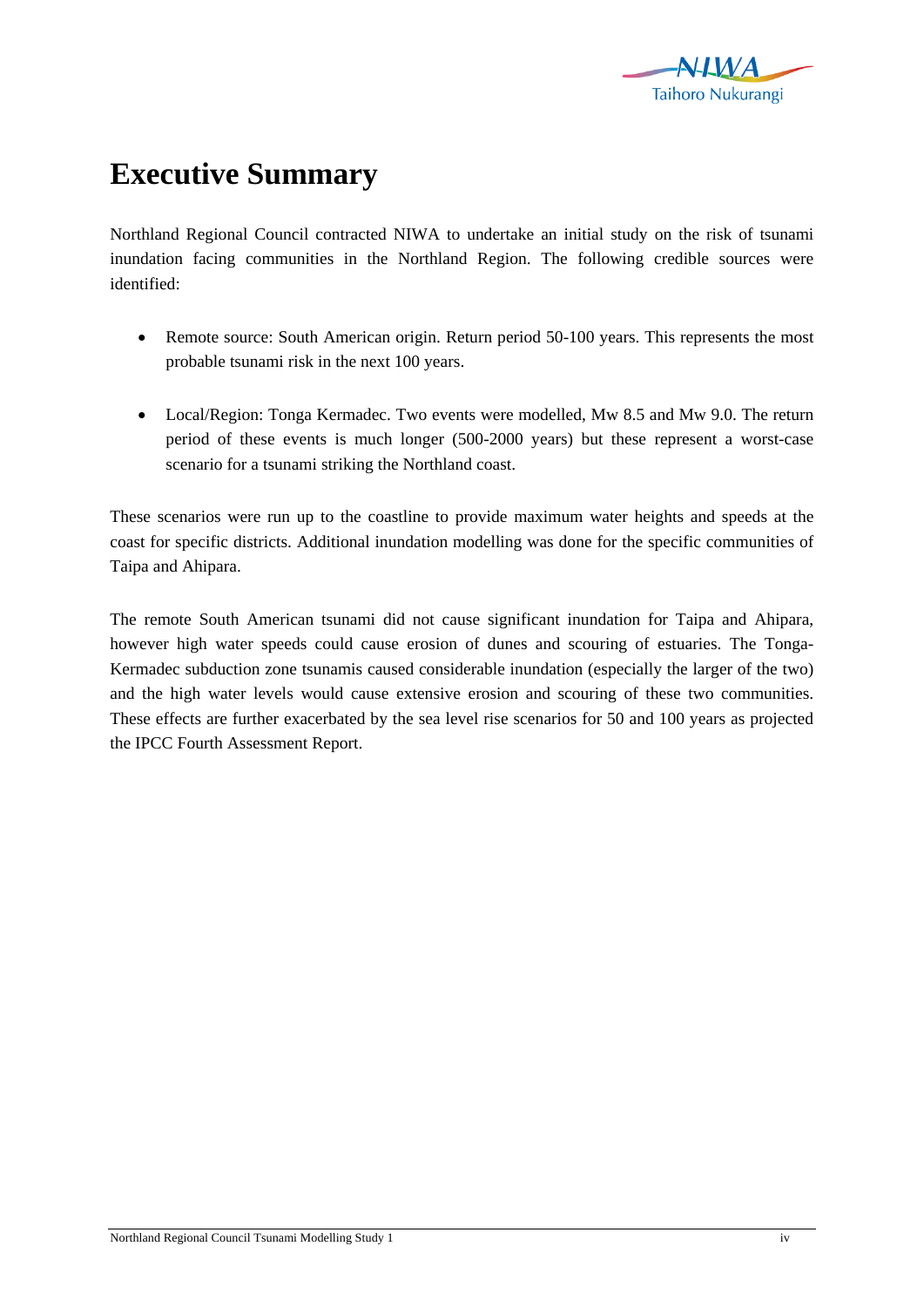# Executive Summary

Northland Regional Council contracted NIWA to undertake an initial study on the risk of tsunami inundation facing communities in the Northland Region. The following credible sources were identified:

- Remote source: South American origin. Return period 50-100 years. This represents the most probable tsunami risk in the next 100 years.

- Local/Region: Tonga Kermadec. Two events were modelled, Mw 8.5 and Mw 9.0. The return period of these events is much longer (500-2000 years) but these represent a worst-case scenario for a tsunami striking the Northland coast.

These scenarios were run up to the coastline to provide maximum water heights and speeds at the coast for specific districts. Additional inundation modelling was done for the specific communities of Taipa and Ahipara.

The remote South American tsunami did not cause significant inundation for Taipa and Ahipara, however high water speeds could cause erosion of dunes and scouring of estuaries. The Tonga-Kermadec subduction zone tsunamis caused considerable inundation (especially the larger of the two) and the high water levels would cause extensive erosion and scouring of these two communities. These effects are further exacerbated by the sea level rise scenarios for 50 and 100 years as projected the IPCC Fourth Assessment Report.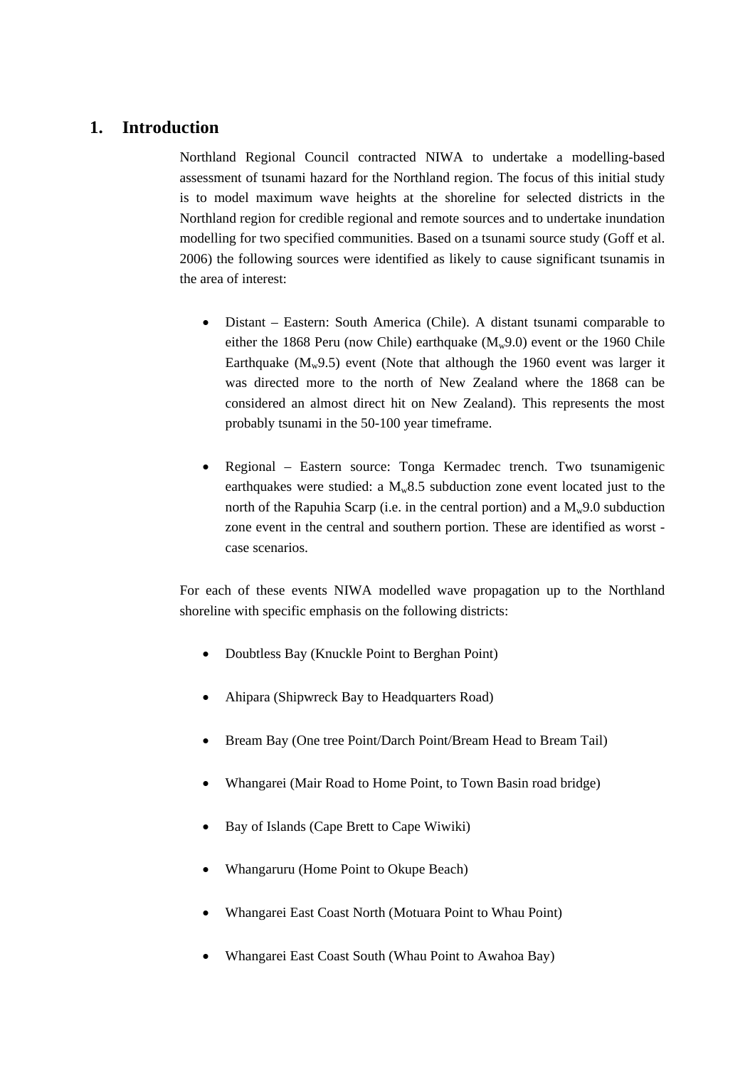# 1. Introduction

Northland Regional Council contracted NIWA to undertake a modelling-based assessment of tsunami hazard for the Northland region. The focus of this initial study is to model maximum wave heights at the shoreline for selected districts in the Northland region for credible regional and remote sources and to undertake inundation modelling for two specified communities. Based on a tsunami source study (Goff et al. 2006) the following sources were identified as likely to cause significant tsunamis in the area of interest:

- Distant – Eastern: South America (Chile). A distant tsunami comparable to either the 1868 Peru (now Chile) earthquake ($M_w$9.0) event or the 1960 Chile Earthquake ($M_w$9.5) event (Note that although the 1960 event was larger it was directed more to the north of New Zealand where the 1868 can be considered an almost direct hit on New Zealand). This represents the most probably tsunami in the 50-100 year timeframe.

- Regional – Eastern source: Tonga Kermadec trench. Two tsunamigenic earthquakes were studied: a $M_w$8.5 subduction zone event located just to the north of the Rapuhia Scarp (i.e. in the central portion) and a $M_w$9.0 subduction zone event in the central and southern portion. These are identified as worst - case scenarios.

For each of these events NIWA modelled wave propagation up to the Northland shoreline with specific emphasis on the following districts:

- Doubtless Bay (Knuckle Point to Berghan Point)
- Ahipara (Shipwreck Bay to Headquarters Road)
- Bream Bay (One tree Point/Darch Point/Bream Head to Bream Tail)
- Whangarei (Mair Road to Home Point, to Town Basin road bridge)
- Bay of Islands (Cape Brett to Cape Wiwiki)
- Whangaruru (Home Point to Okupe Beach)
- Whangarei East Coast North (Motuara Point to Whau Point)
- Whangarei East Coast South (Whau Point to Awahoa Bay)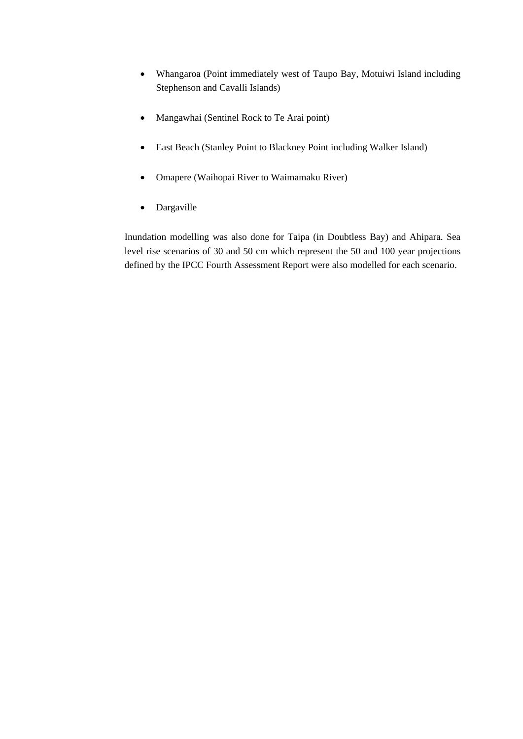- Whangaroa (Point immediately west of Taupo Bay, Motuiwi Island including Stephenson and Cavalli Islands)

- Mangawhai (Sentinel Rock to Te Arai point)

- East Beach (Stanley Point to Blackney Point including Walker Island)

- Omapere (Waihopai River to Waimamaku River)

- Dargaville

Inundation modelling was also done for Taipa (in Doubtless Bay) and Ahipara. Sea level rise scenarios of 30 and 50 cm which represent the 50 and 100 year projections defined by the IPCC Fourth Assessment Report were also modelled for each scenario.